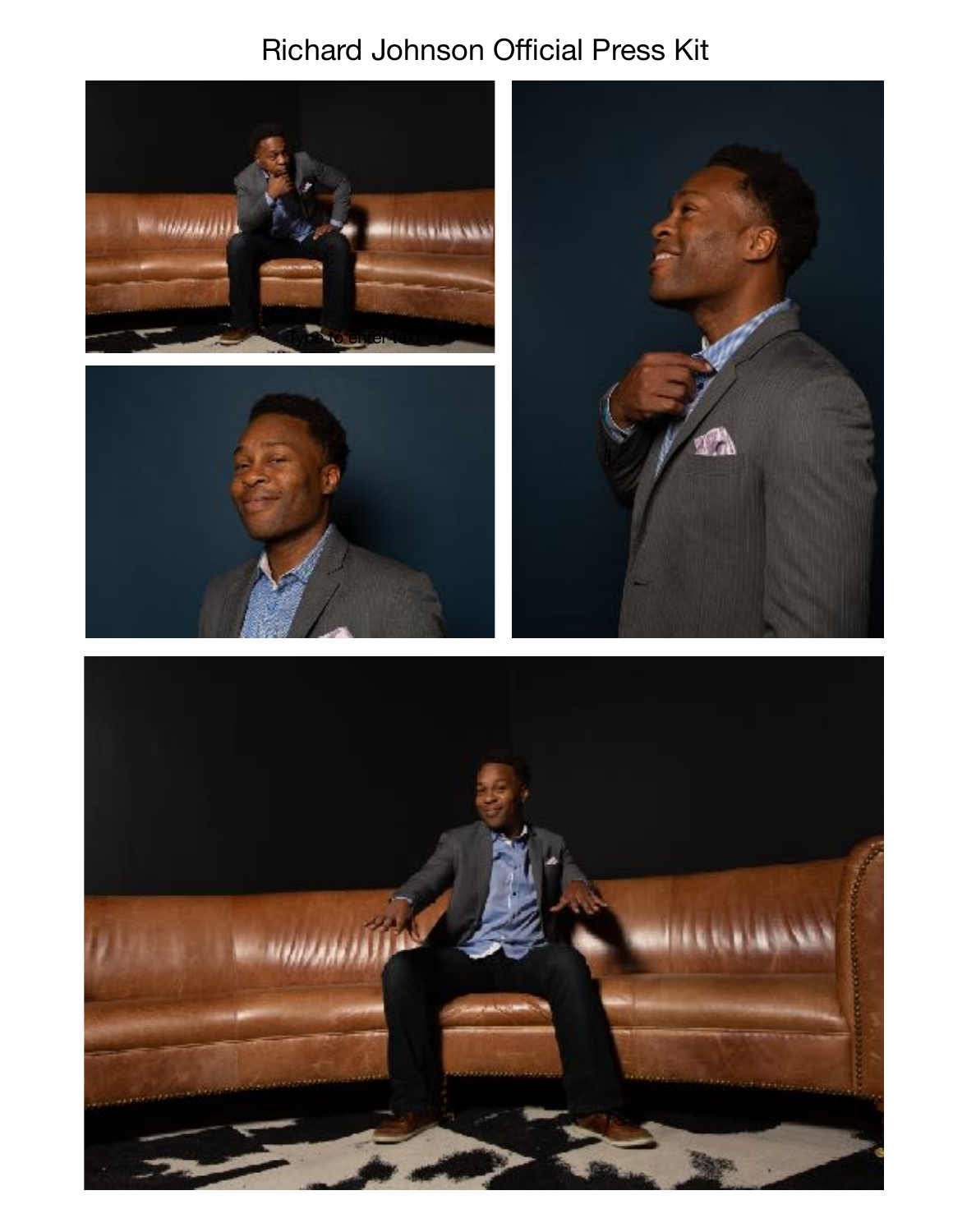# Richard Johnson Official Press Kit

Type to enter text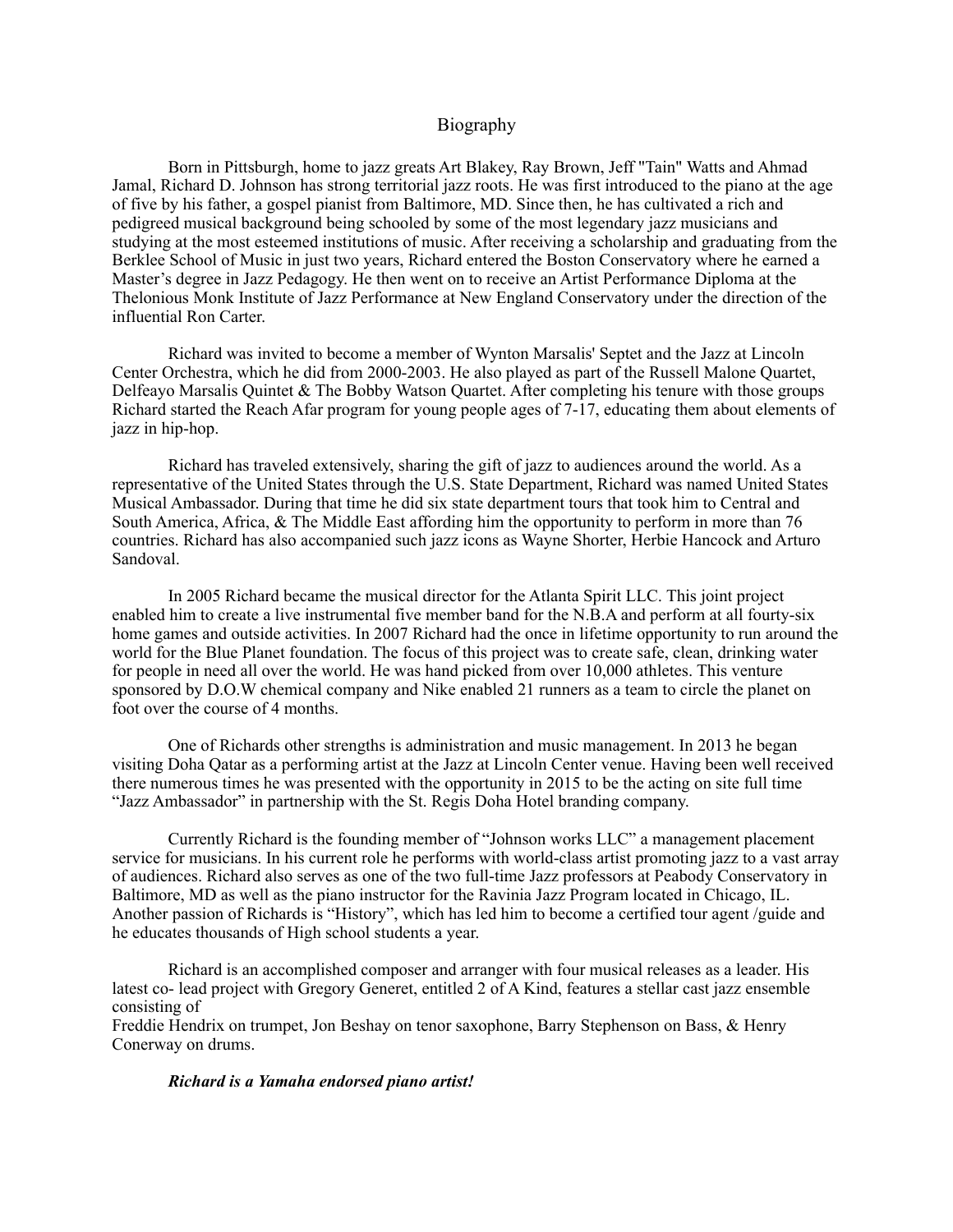# Biography

Born in Pittsburgh, home to jazz greats Art Blakey, Ray Brown, Jeff "Tain" Watts and Ahmad Jamal, Richard D. Johnson has strong territorial jazz roots. He was first introduced to the piano at the age of five by his father, a gospel pianist from Baltimore, MD. Since then, he has cultivated a rich and pedigreed musical background being schooled by some of the most legendary jazz musicians and studying at the most esteemed institutions of music. After receiving a scholarship and graduating from the Berklee School of Music in just two years, Richard entered the Boston Conservatory where he earned a Master's degree in Jazz Pedagogy. He then went on to receive an Artist Performance Diploma at the Thelonious Monk Institute of Jazz Performance at New England Conservatory under the direction of the influential Ron Carter.

Richard was invited to become a member of Wynton Marsalis' Septet and the Jazz at Lincoln Center Orchestra, which he did from 2000-2003. He also played as part of the Russell Malone Quartet, Delfeayo Marsalis Quintet & The Bobby Watson Quartet. After completing his tenure with those groups Richard started the Reach Afar program for young people ages of 7-17, educating them about elements of jazz in hip-hop.

Richard has traveled extensively, sharing the gift of jazz to audiences around the world. As a representative of the United States through the U.S. State Department, Richard was named United States Musical Ambassador. During that time he did six state department tours that took him to Central and South America, Africa, & The Middle East affording him the opportunity to perform in more than 76 countries. Richard has also accompanied such jazz icons as Wayne Shorter, Herbie Hancock and Arturo Sandoval.

In 2005 Richard became the musical director for the Atlanta Spirit LLC. This joint project enabled him to create a live instrumental five member band for the N.B.A and perform at all fourty-six home games and outside activities. In 2007 Richard had the once in lifetime opportunity to run around the world for the Blue Planet foundation. The focus of this project was to create safe, clean, drinking water for people in need all over the world. He was hand picked from over 10,000 athletes. This venture sponsored by D.O.W chemical company and Nike enabled 21 runners as a team to circle the planet on foot over the course of 4 months.

One of Richards other strengths is administration and music management. In 2013 he began visiting Doha Qatar as a performing artist at the Jazz at Lincoln Center venue. Having been well received there numerous times he was presented with the opportunity in 2015 to be the acting on site full time "Jazz Ambassador" in partnership with the St. Regis Doha Hotel branding company.

Currently Richard is the founding member of "Johnson works LLC" a management placement service for musicians. In his current role he performs with world-class artist promoting jazz to a vast array of audiences. Richard also serves as one of the two full-time Jazz professors at Peabody Conservatory in Baltimore, MD as well as the piano instructor for the Ravinia Jazz Program located in Chicago, IL. Another passion of Richards is "History", which has led him to become a certified tour agent /guide and he educates thousands of High school students a year.

Richard is an accomplished composer and arranger with four musical releases as a leader. His latest co- lead project with Gregory Generet, entitled 2 of A Kind, features a stellar cast jazz ensemble consisting of
Freddie Hendrix on trumpet, Jon Beshay on tenor saxophone, Barry Stephenson on Bass, & Henry Conerway on drums.

***Richard is a Yamaha endorsed piano artist!***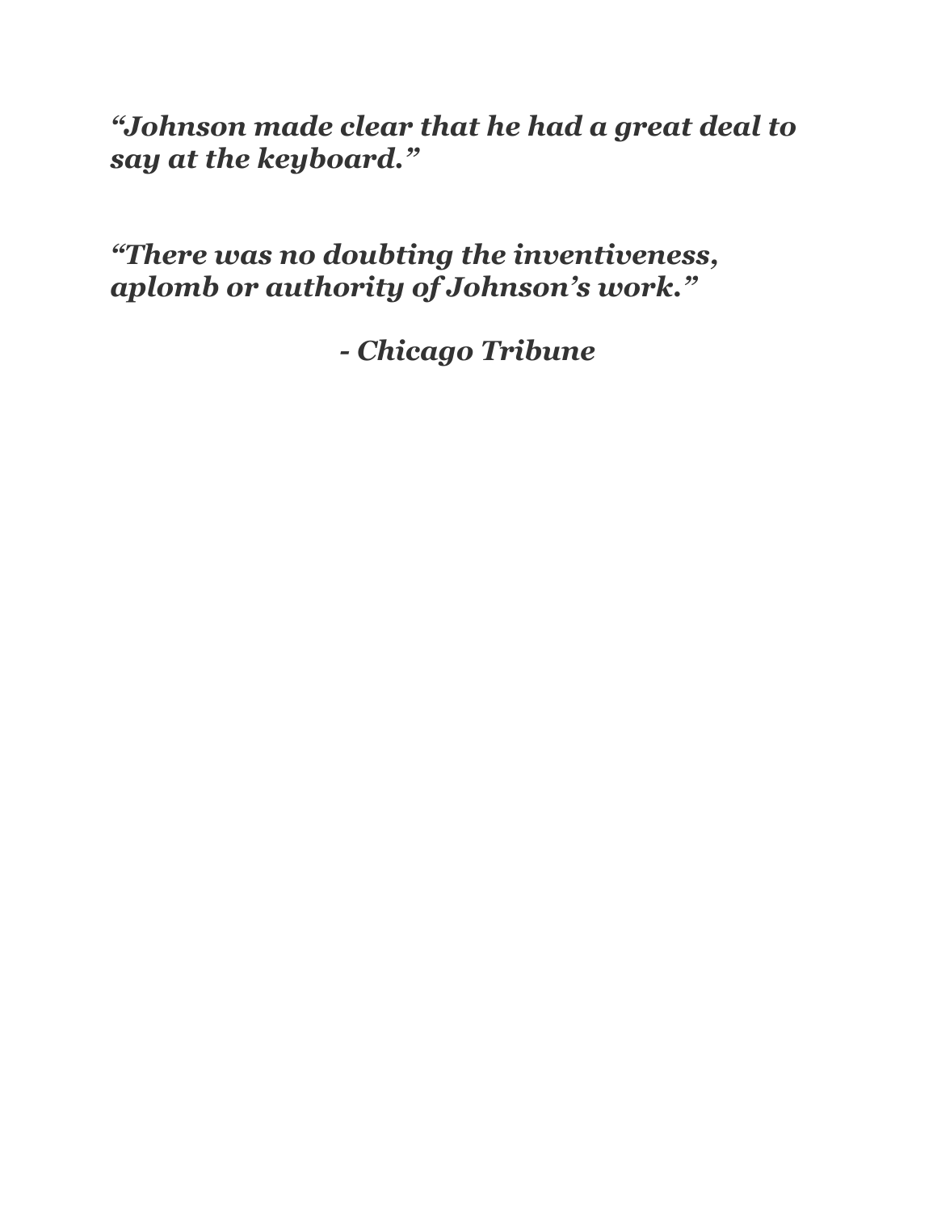***"Johnson made clear that he had a great deal to say at the keyboard."***

***"There was no doubting the inventiveness, aplomb or authority of Johnson's work."***

***- Chicago Tribune***